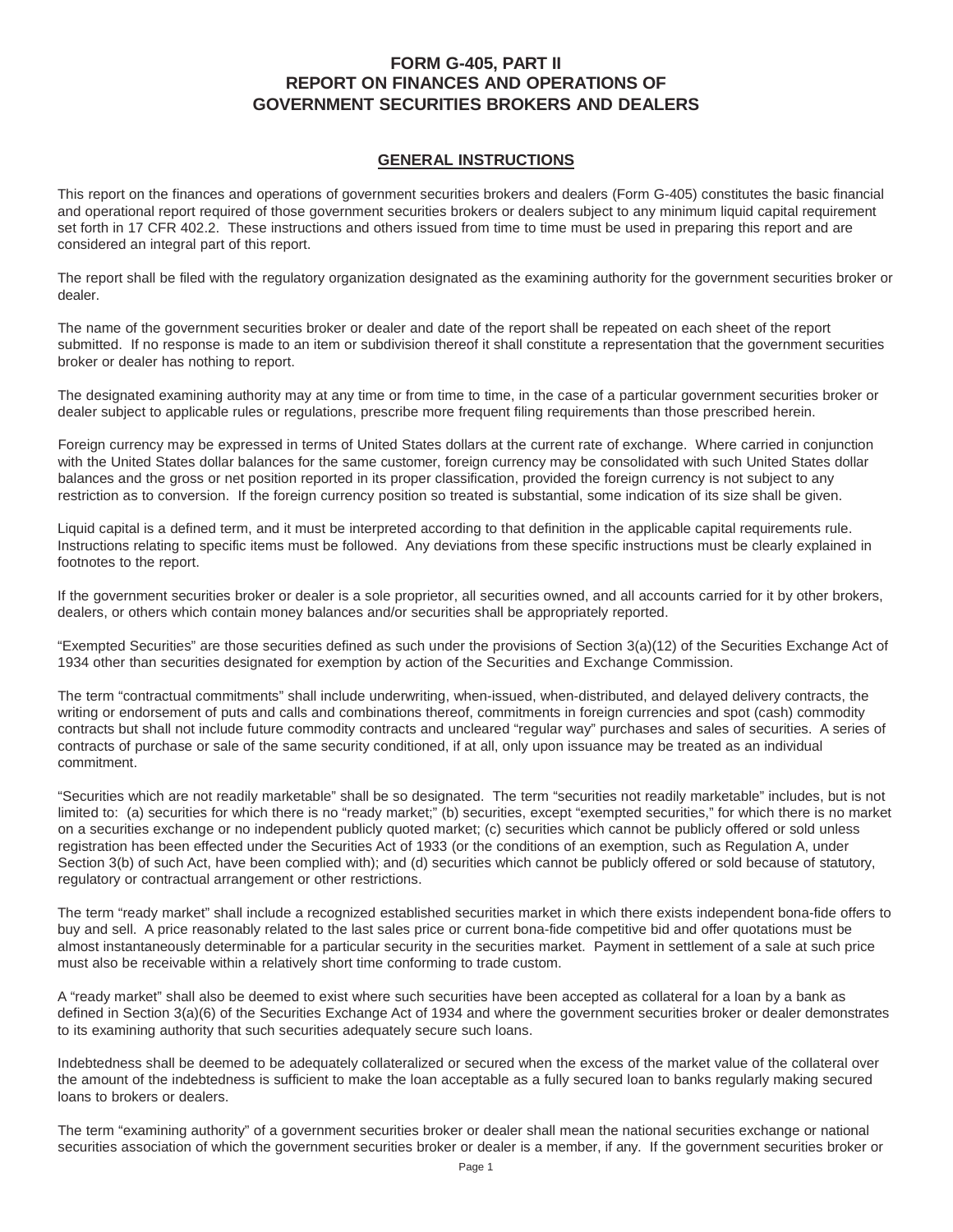# FORM G-405, PART II
# REPORT ON FINANCES AND OPERATIONS OF GOVERNMENT SECURITIES BROKERS AND DEALERS

## GENERAL INSTRUCTIONS

This report on the finances and operations of government securities brokers and dealers (Form G-405) constitutes the basic financial and operational report required of those government securities brokers or dealers subject to any minimum liquid capital requirement set forth in 17 CFR 402.2. These instructions and others issued from time to time must be used in preparing this report and are considered an integral part of this report.

The report shall be filed with the regulatory organization designated as the examining authority for the government securities broker or dealer.

The name of the government securities broker or dealer and date of the report shall be repeated on each sheet of the report submitted. If no response is made to an item or subdivision thereof it shall constitute a representation that the government securities broker or dealer has nothing to report.

The designated examining authority may at any time or from time to time, in the case of a particular government securities broker or dealer subject to applicable rules or regulations, prescribe more frequent filing requirements than those prescribed herein.

Foreign currency may be expressed in terms of United States dollars at the current rate of exchange. Where carried in conjunction with the United States dollar balances for the same customer, foreign currency may be consolidated with such United States dollar balances and the gross or net position reported in its proper classification, provided the foreign currency is not subject to any restriction as to conversion. If the foreign currency position so treated is substantial, some indication of its size shall be given.

Liquid capital is a defined term, and it must be interpreted according to that definition in the applicable capital requirements rule. Instructions relating to specific items must be followed. Any deviations from these specific instructions must be clearly explained in footnotes to the report.

If the government securities broker or dealer is a sole proprietor, all securities owned, and all accounts carried for it by other brokers, dealers, or others which contain money balances and/or securities shall be appropriately reported.

"Exempted Securities" are those securities defined as such under the provisions of Section 3(a)(12) of the Securities Exchange Act of 1934 other than securities designated for exemption by action of the Securities and Exchange Commission.

The term "contractual commitments" shall include underwriting, when-issued, when-distributed, and delayed delivery contracts, the writing or endorsement of puts and calls and combinations thereof, commitments in foreign currencies and spot (cash) commodity contracts but shall not include future commodity contracts and uncleared "regular way" purchases and sales of securities. A series of contracts of purchase or sale of the same security conditioned, if at all, only upon issuance may be treated as an individual commitment.

"Securities which are not readily marketable" shall be so designated. The term "securities not readily marketable" includes, but is not limited to: (a) securities for which there is no "ready market;" (b) securities, except "exempted securities," for which there is no market on a securities exchange or no independent publicly quoted market; (c) securities which cannot be publicly offered or sold unless registration has been effected under the Securities Act of 1933 (or the conditions of an exemption, such as Regulation A, under Section 3(b) of such Act, have been complied with); and (d) securities which cannot be publicly offered or sold because of statutory, regulatory or contractual arrangement or other restrictions.

The term "ready market" shall include a recognized established securities market in which there exists independent bona-fide offers to buy and sell. A price reasonably related to the last sales price or current bona-fide competitive bid and offer quotations must be almost instantaneously determinable for a particular security in the securities market. Payment in settlement of a sale at such price must also be receivable within a relatively short time conforming to trade custom.

A "ready market" shall also be deemed to exist where such securities have been accepted as collateral for a loan by a bank as defined in Section 3(a)(6) of the Securities Exchange Act of 1934 and where the government securities broker or dealer demonstrates to its examining authority that such securities adequately secure such loans.

Indebtedness shall be deemed to be adequately collateralized or secured when the excess of the market value of the collateral over the amount of the indebtedness is sufficient to make the loan acceptable as a fully secured loan to banks regularly making secured loans to brokers or dealers.

The term "examining authority" of a government securities broker or dealer shall mean the national securities exchange or national securities association of which the government securities broker or dealer is a member, if any. If the government securities broker or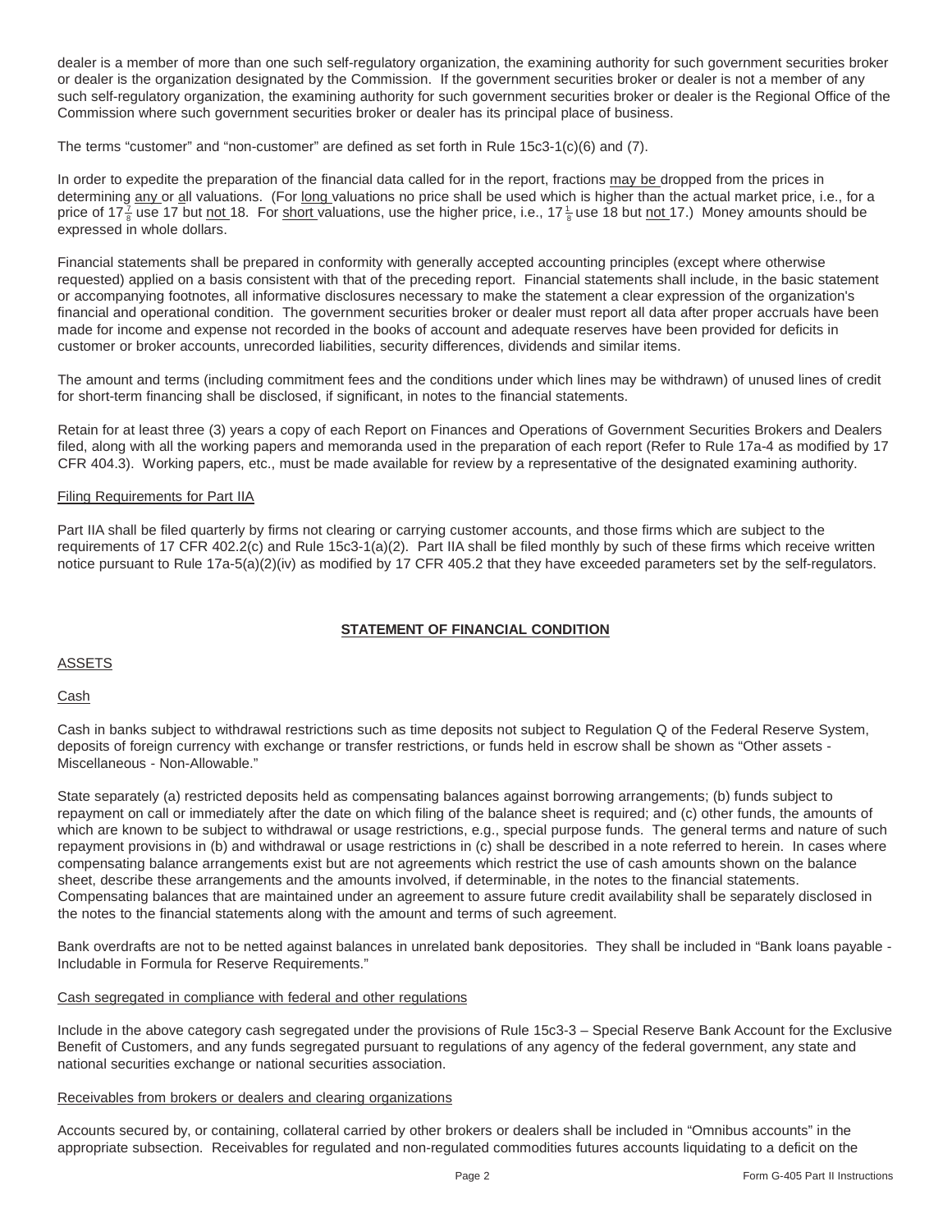dealer is a member of more than one such self-regulatory organization, the examining authority for such government securities broker or dealer is the organization designated by the Commission. If the government securities broker or dealer is not a member of any such self-regulatory organization, the examining authority for such government securities broker or dealer is the Regional Office of the Commission where such government securities broker or dealer has its principal place of business.

The terms "customer" and "non-customer" are defined as set forth in Rule 15c3-1(c)(6) and (7).

In order to expedite the preparation of the financial data called for in the report, fractions may be dropped from the prices in determining any or all valuations. (For long valuations no price shall be used which is higher than the actual market price, i.e., for a price of $17\frac{7}{8}$ use 17 but not 18. For short valuations, use the higher price, i.e., $17\frac{1}{8}$ use 18 but not 17.) Money amounts should be expressed in whole dollars.

Financial statements shall be prepared in conformity with generally accepted accounting principles (except where otherwise requested) applied on a basis consistent with that of the preceding report. Financial statements shall include, in the basic statement or accompanying footnotes, all informative disclosures necessary to make the statement a clear expression of the organization's financial and operational condition. The government securities broker or dealer must report all data after proper accruals have been made for income and expense not recorded in the books of account and adequate reserves have been provided for deficits in customer or broker accounts, unrecorded liabilities, security differences, dividends and similar items.

The amount and terms (including commitment fees and the conditions under which lines may be withdrawn) of unused lines of credit for short-term financing shall be disclosed, if significant, in notes to the financial statements.

Retain for at least three (3) years a copy of each Report on Finances and Operations of Government Securities Brokers and Dealers filed, along with all the working papers and memoranda used in the preparation of each report (Refer to Rule 17a-4 as modified by 17 CFR 404.3). Working papers, etc., must be made available for review by a representative of the designated examining authority.

Filing Requirements for Part IIA

Part IIA shall be filed quarterly by firms not clearing or carrying customer accounts, and those firms which are subject to the requirements of 17 CFR 402.2(c) and Rule 15c3-1(a)(2). Part IIA shall be filed monthly by such of these firms which receive written notice pursuant to Rule 17a-5(a)(2)(iv) as modified by 17 CFR 405.2 that they have exceeded parameters set by the self-regulators.

## STATEMENT OF FINANCIAL CONDITION

### ASSETS

#### Cash

Cash in banks subject to withdrawal restrictions such as time deposits not subject to Regulation Q of the Federal Reserve System, deposits of foreign currency with exchange or transfer restrictions, or funds held in escrow shall be shown as "Other assets - Miscellaneous - Non-Allowable."

State separately (a) restricted deposits held as compensating balances against borrowing arrangements; (b) funds subject to repayment on call or immediately after the date on which filing of the balance sheet is required; and (c) other funds, the amounts of which are known to be subject to withdrawal or usage restrictions, e.g., special purpose funds. The general terms and nature of such repayment provisions in (b) and withdrawal or usage restrictions in (c) shall be described in a note referred to herein. In cases where compensating balance arrangements exist but are not agreements which restrict the use of cash amounts shown on the balance sheet, describe these arrangements and the amounts involved, if determinable, in the notes to the financial statements. Compensating balances that are maintained under an agreement to assure future credit availability shall be separately disclosed in the notes to the financial statements along with the amount and terms of such agreement.

Bank overdrafts are not to be netted against balances in unrelated bank depositories. They shall be included in "Bank loans payable - Includable in Formula for Reserve Requirements."

#### Cash segregated in compliance with federal and other regulations

Include in the above category cash segregated under the provisions of Rule 15c3-3 – Special Reserve Bank Account for the Exclusive Benefit of Customers, and any funds segregated pursuant to regulations of any agency of the federal government, any state and national securities exchange or national securities association.

#### Receivables from brokers or dealers and clearing organizations

Accounts secured by, or containing, collateral carried by other brokers or dealers shall be included in "Omnibus accounts" in the appropriate subsection. Receivables for regulated and non-regulated commodities futures accounts liquidating to a deficit on the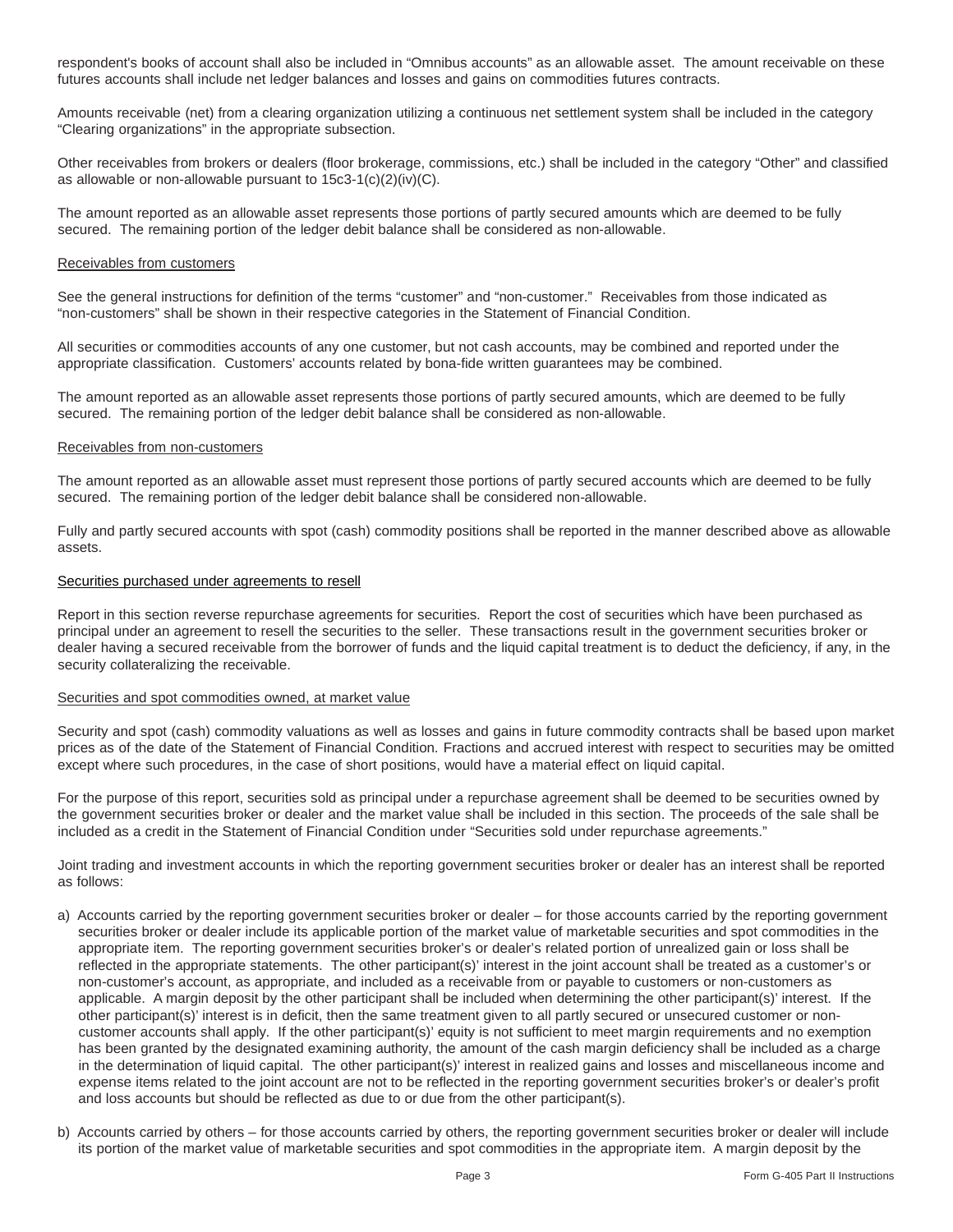respondent's books of account shall also be included in "Omnibus accounts" as an allowable asset. The amount receivable on these futures accounts shall include net ledger balances and losses and gains on commodities futures contracts.

Amounts receivable (net) from a clearing organization utilizing a continuous net settlement system shall be included in the category "Clearing organizations" in the appropriate subsection.

Other receivables from brokers or dealers (floor brokerage, commissions, etc.) shall be included in the category "Other" and classified as allowable or non-allowable pursuant to 15c3-1(c)(2)(iv)(C).

The amount reported as an allowable asset represents those portions of partly secured amounts which are deemed to be fully secured. The remaining portion of the ledger debit balance shall be considered as non-allowable.

Receivables from customers

See the general instructions for definition of the terms "customer" and "non-customer." Receivables from those indicated as "non-customers" shall be shown in their respective categories in the Statement of Financial Condition.

All securities or commodities accounts of any one customer, but not cash accounts, may be combined and reported under the appropriate classification. Customers' accounts related by bona-fide written guarantees may be combined.

The amount reported as an allowable asset represents those portions of partly secured amounts, which are deemed to be fully secured. The remaining portion of the ledger debit balance shall be considered as non-allowable.

Receivables from non-customers

The amount reported as an allowable asset must represent those portions of partly secured accounts which are deemed to be fully secured. The remaining portion of the ledger debit balance shall be considered non-allowable.

Fully and partly secured accounts with spot (cash) commodity positions shall be reported in the manner described above as allowable assets.

Securities purchased under agreements to resell

Report in this section reverse repurchase agreements for securities. Report the cost of securities which have been purchased as principal under an agreement to resell the securities to the seller. These transactions result in the government securities broker or dealer having a secured receivable from the borrower of funds and the liquid capital treatment is to deduct the deficiency, if any, in the security collateralizing the receivable.

Securities and spot commodities owned, at market value

Security and spot (cash) commodity valuations as well as losses and gains in future commodity contracts shall be based upon market prices as of the date of the Statement of Financial Condition. Fractions and accrued interest with respect to securities may be omitted except where such procedures, in the case of short positions, would have a material effect on liquid capital.

For the purpose of this report, securities sold as principal under a repurchase agreement shall be deemed to be securities owned by the government securities broker or dealer and the market value shall be included in this section. The proceeds of the sale shall be included as a credit in the Statement of Financial Condition under "Securities sold under repurchase agreements."

Joint trading and investment accounts in which the reporting government securities broker or dealer has an interest shall be reported as follows:

a) Accounts carried by the reporting government securities broker or dealer – for those accounts carried by the reporting government securities broker or dealer include its applicable portion of the market value of marketable securities and spot commodities in the appropriate item. The reporting government securities broker's or dealer's related portion of unrealized gain or loss shall be reflected in the appropriate statements. The other participant(s)' interest in the joint account shall be treated as a customer's or non-customer's account, as appropriate, and included as a receivable from or payable to customers or non-customers as applicable. A margin deposit by the other participant shall be included when determining the other participant(s)' interest. If the other participant(s)' interest is in deficit, then the same treatment given to all partly secured or unsecured customer or non-customer accounts shall apply. If the other participant(s)' equity is not sufficient to meet margin requirements and no exemption has been granted by the designated examining authority, the amount of the cash margin deficiency shall be included as a charge in the determination of liquid capital. The other participant(s)' interest in realized gains and losses and miscellaneous income and expense items related to the joint account are not to be reflected in the reporting government securities broker's or dealer's profit and loss accounts but should be reflected as due to or due from the other participant(s).

b) Accounts carried by others – for those accounts carried by others, the reporting government securities broker or dealer will include its portion of the market value of marketable securities and spot commodities in the appropriate item. A margin deposit by the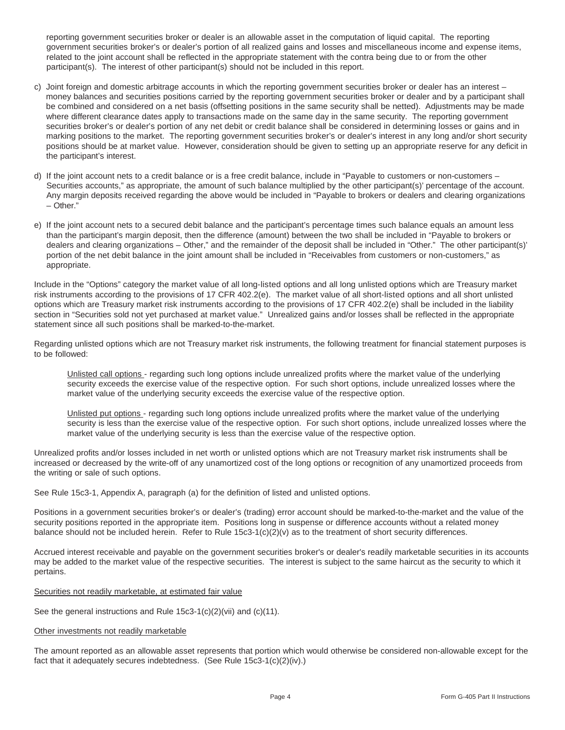reporting government securities broker or dealer is an allowable asset in the computation of liquid capital. The reporting government securities broker's or dealer's portion of all realized gains and losses and miscellaneous income and expense items, related to the joint account shall be reflected in the appropriate statement with the contra being due to or from the other participant(s). The interest of other participant(s) should not be included in this report.

c) Joint foreign and domestic arbitrage accounts in which the reporting government securities broker or dealer has an interest – money balances and securities positions carried by the reporting government securities broker or dealer and by a participant shall be combined and considered on a net basis (offsetting positions in the same security shall be netted). Adjustments may be made where different clearance dates apply to transactions made on the same day in the same security. The reporting government securities broker's or dealer's portion of any net debit or credit balance shall be considered in determining losses or gains and in marking positions to the market. The reporting government securities broker's or dealer's interest in any long and/or short security positions should be at market value. However, consideration should be given to setting up an appropriate reserve for any deficit in the participant's interest.

d) If the joint account nets to a credit balance or is a free credit balance, include in "Payable to customers or non-customers – Securities accounts," as appropriate, the amount of such balance multiplied by the other participant(s)' percentage of the account. Any margin deposits received regarding the above would be included in "Payable to brokers or dealers and clearing organizations – Other."

e) If the joint account nets to a secured debit balance and the participant's percentage times such balance equals an amount less than the participant's margin deposit, then the difference (amount) between the two shall be included in "Payable to brokers or dealers and clearing organizations – Other," and the remainder of the deposit shall be included in "Other." The other participant(s)' portion of the net debit balance in the joint amount shall be included in "Receivables from customers or non-customers," as appropriate.

Include in the "Options" category the market value of all long-listed options and all long unlisted options which are Treasury market risk instruments according to the provisions of 17 CFR 402.2(e). The market value of all short-listed options and all short unlisted options which are Treasury market risk instruments according to the provisions of 17 CFR 402.2(e) shall be included in the liability section in "Securities sold not yet purchased at market value." Unrealized gains and/or losses shall be reflected in the appropriate statement since all such positions shall be marked-to-the-market.

Regarding unlisted options which are not Treasury market risk instruments, the following treatment for financial statement purposes is to be followed:

> Unlisted call options - regarding such long options include unrealized profits where the market value of the underlying security exceeds the exercise value of the respective option. For such short options, include unrealized losses where the market value of the underlying security exceeds the exercise value of the respective option.
>
> Unlisted put options - regarding such long options include unrealized profits where the market value of the underlying security is less than the exercise value of the respective option. For such short options, include unrealized losses where the market value of the underlying security is less than the exercise value of the respective option.

Unrealized profits and/or losses included in net worth or unlisted options which are not Treasury market risk instruments shall be increased or decreased by the write-off of any unamortized cost of the long options or recognition of any unamortized proceeds from the writing or sale of such options.

See Rule 15c3-1, Appendix A, paragraph (a) for the definition of listed and unlisted options.

Positions in a government securities broker's or dealer's (trading) error account should be marked-to-the-market and the value of the security positions reported in the appropriate item. Positions long in suspense or difference accounts without a related money balance should not be included herein. Refer to Rule 15c3-1(c)(2)(v) as to the treatment of short security differences.

Accrued interest receivable and payable on the government securities broker's or dealer's readily marketable securities in its accounts may be added to the market value of the respective securities. The interest is subject to the same haircut as the security to which it pertains.

Securities not readily marketable, at estimated fair value

See the general instructions and Rule 15c3-1(c)(2)(vii) and (c)(11).

Other investments not readily marketable

The amount reported as an allowable asset represents that portion which would otherwise be considered non-allowable except for the fact that it adequately secures indebtedness. (See Rule 15c3-1(c)(2)(iv).)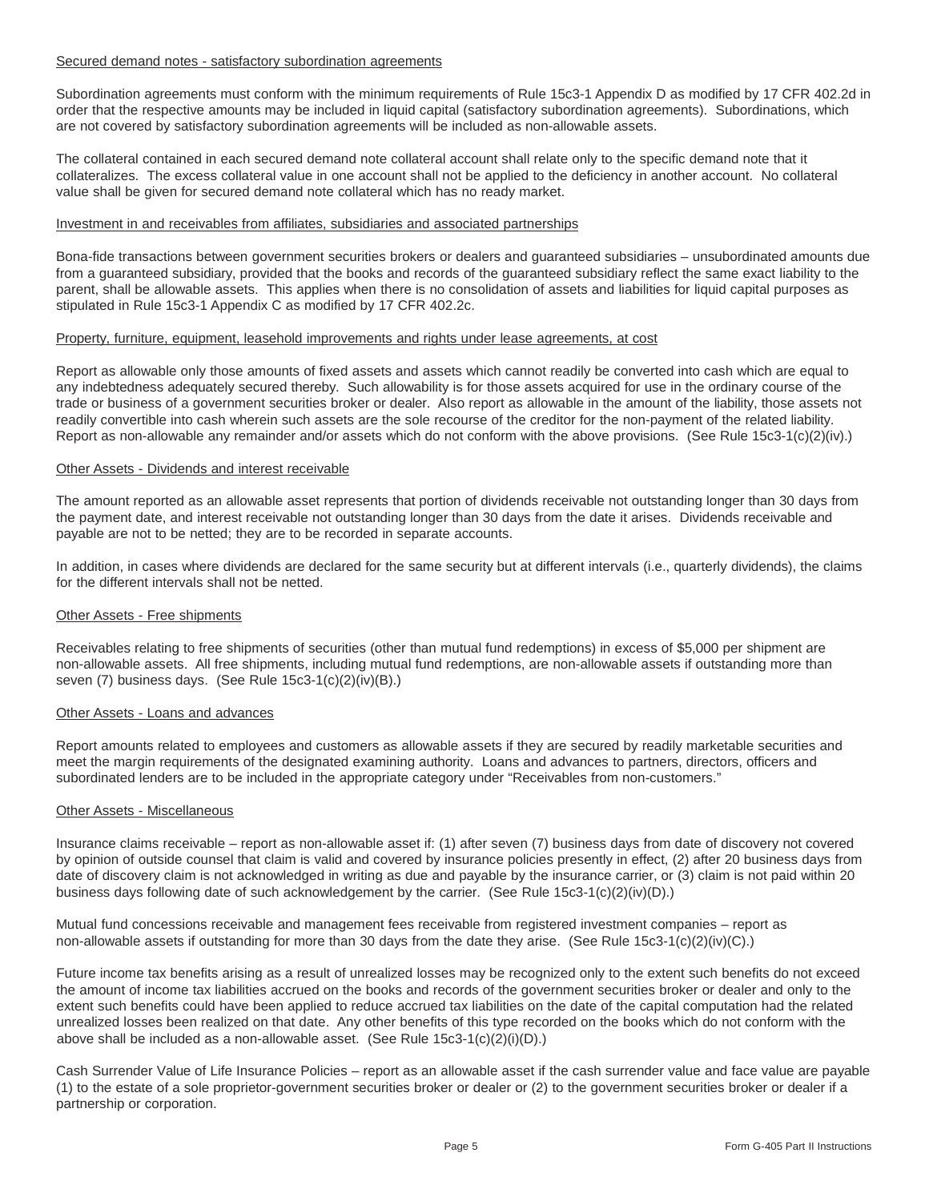Secured demand notes - satisfactory subordination agreements

Subordination agreements must conform with the minimum requirements of Rule 15c3-1 Appendix D as modified by 17 CFR 402.2d in order that the respective amounts may be included in liquid capital (satisfactory subordination agreements). Subordinations, which are not covered by satisfactory subordination agreements will be included as non-allowable assets.

The collateral contained in each secured demand note collateral account shall relate only to the specific demand note that it collateralizes. The excess collateral value in one account shall not be applied to the deficiency in another account. No collateral value shall be given for secured demand note collateral which has no ready market.

Investment in and receivables from affiliates, subsidiaries and associated partnerships

Bona-fide transactions between government securities brokers or dealers and guaranteed subsidiaries – unsubordinated amounts due from a guaranteed subsidiary, provided that the books and records of the guaranteed subsidiary reflect the same exact liability to the parent, shall be allowable assets. This applies when there is no consolidation of assets and liabilities for liquid capital purposes as stipulated in Rule 15c3-1 Appendix C as modified by 17 CFR 402.2c.

Property, furniture, equipment, leasehold improvements and rights under lease agreements, at cost

Report as allowable only those amounts of fixed assets and assets which cannot readily be converted into cash which are equal to any indebtedness adequately secured thereby. Such allowability is for those assets acquired for use in the ordinary course of the trade or business of a government securities broker or dealer. Also report as allowable in the amount of the liability, those assets not readily convertible into cash wherein such assets are the sole recourse of the creditor for the non-payment of the related liability. Report as non-allowable any remainder and/or assets which do not conform with the above provisions. (See Rule 15c3-1(c)(2)(iv).)

Other Assets - Dividends and interest receivable

The amount reported as an allowable asset represents that portion of dividends receivable not outstanding longer than 30 days from the payment date, and interest receivable not outstanding longer than 30 days from the date it arises. Dividends receivable and payable are not to be netted; they are to be recorded in separate accounts.

In addition, in cases where dividends are declared for the same security but at different intervals (i.e., quarterly dividends), the claims for the different intervals shall not be netted.

Other Assets - Free shipments

Receivables relating to free shipments of securities (other than mutual fund redemptions) in excess of $5,000 per shipment are non-allowable assets. All free shipments, including mutual fund redemptions, are non-allowable assets if outstanding more than seven (7) business days. (See Rule 15c3-1(c)(2)(iv)(B).)

Other Assets - Loans and advances

Report amounts related to employees and customers as allowable assets if they are secured by readily marketable securities and meet the margin requirements of the designated examining authority. Loans and advances to partners, directors, officers and subordinated lenders are to be included in the appropriate category under "Receivables from non-customers."

Other Assets - Miscellaneous

Insurance claims receivable – report as non-allowable asset if: (1) after seven (7) business days from date of discovery not covered by opinion of outside counsel that claim is valid and covered by insurance policies presently in effect, (2) after 20 business days from date of discovery claim is not acknowledged in writing as due and payable by the insurance carrier, or (3) claim is not paid within 20 business days following date of such acknowledgement by the carrier. (See Rule 15c3-1(c)(2)(iv)(D).)

Mutual fund concessions receivable and management fees receivable from registered investment companies – report as non-allowable assets if outstanding for more than 30 days from the date they arise. (See Rule 15c3-1(c)(2)(iv)(C).)

Future income tax benefits arising as a result of unrealized losses may be recognized only to the extent such benefits do not exceed the amount of income tax liabilities accrued on the books and records of the government securities broker or dealer and only to the extent such benefits could have been applied to reduce accrued tax liabilities on the date of the capital computation had the related unrealized losses been realized on that date. Any other benefits of this type recorded on the books which do not conform with the above shall be included as a non-allowable asset. (See Rule 15c3-1(c)(2)(i)(D).)

Cash Surrender Value of Life Insurance Policies – report as an allowable asset if the cash surrender value and face value are payable (1) to the estate of a sole proprietor-government securities broker or dealer or (2) to the government securities broker or dealer if a partnership or corporation.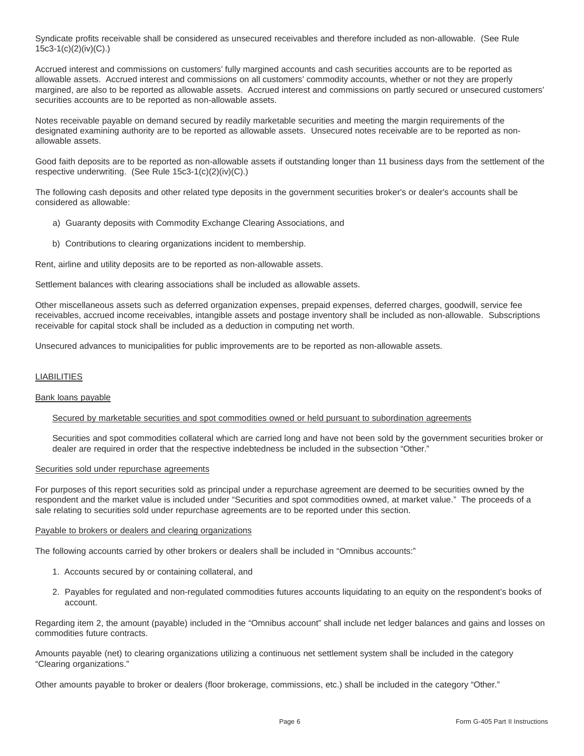Syndicate profits receivable shall be considered as unsecured receivables and therefore included as non-allowable. (See Rule 15c3-1(c)(2)(iv)(C).)

Accrued interest and commissions on customers' fully margined accounts and cash securities accounts are to be reported as allowable assets. Accrued interest and commissions on all customers' commodity accounts, whether or not they are properly margined, are also to be reported as allowable assets. Accrued interest and commissions on partly secured or unsecured customers' securities accounts are to be reported as non-allowable assets.

Notes receivable payable on demand secured by readily marketable securities and meeting the margin requirements of the designated examining authority are to be reported as allowable assets. Unsecured notes receivable are to be reported as non-allowable assets.

Good faith deposits are to be reported as non-allowable assets if outstanding longer than 11 business days from the settlement of the respective underwriting. (See Rule 15c3-1(c)(2)(iv)(C).)

The following cash deposits and other related type deposits in the government securities broker's or dealer's accounts shall be considered as allowable:

a) Guaranty deposits with Commodity Exchange Clearing Associations, and

b) Contributions to clearing organizations incident to membership.

Rent, airline and utility deposits are to be reported as non-allowable assets.

Settlement balances with clearing associations shall be included as allowable assets.

Other miscellaneous assets such as deferred organization expenses, prepaid expenses, deferred charges, goodwill, service fee receivables, accrued income receivables, intangible assets and postage inventory shall be included as non-allowable. Subscriptions receivable for capital stock shall be included as a deduction in computing net worth.

Unsecured advances to municipalities for public improvements are to be reported as non-allowable assets.

## LIABILITIES

### Bank loans payable

#### Secured by marketable securities and spot commodities owned or held pursuant to subordination agreements

Securities and spot commodities collateral which are carried long and have not been sold by the government securities broker or dealer are required in order that the respective indebtedness be included in the subsection "Other."

### Securities sold under repurchase agreements

For purposes of this report securities sold as principal under a repurchase agreement are deemed to be securities owned by the respondent and the market value is included under "Securities and spot commodities owned, at market value." The proceeds of a sale relating to securities sold under repurchase agreements are to be reported under this section.

### Payable to brokers or dealers and clearing organizations

The following accounts carried by other brokers or dealers shall be included in "Omnibus accounts:"

1. Accounts secured by or containing collateral, and
2. Payables for regulated and non-regulated commodities futures accounts liquidating to an equity on the respondent's books of account.

Regarding item 2, the amount (payable) included in the "Omnibus account" shall include net ledger balances and gains and losses on commodities future contracts.

Amounts payable (net) to clearing organizations utilizing a continuous net settlement system shall be included in the category "Clearing organizations."

Other amounts payable to broker or dealers (floor brokerage, commissions, etc.) shall be included in the category "Other."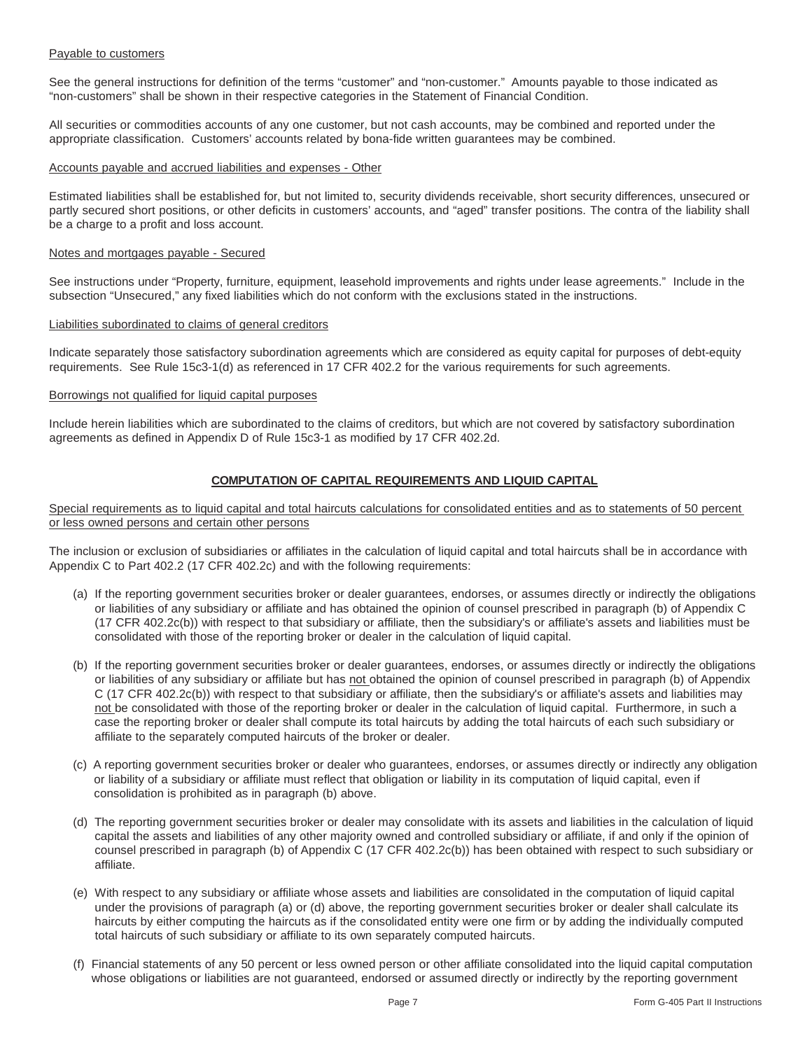<u>Payable to customers</u>

See the general instructions for definition of the terms "customer" and "non-customer." Amounts payable to those indicated as "non-customers" shall be shown in their respective categories in the Statement of Financial Condition.

All securities or commodities accounts of any one customer, but not cash accounts, may be combined and reported under the appropriate classification. Customers' accounts related by bona-fide written guarantees may be combined.

<u>Accounts payable and accrued liabilities and expenses - Other</u>

Estimated liabilities shall be established for, but not limited to, security dividends receivable, short security differences, unsecured or partly secured short positions, or other deficits in customers' accounts, and "aged" transfer positions. The contra of the liability shall be a charge to a profit and loss account.

<u>Notes and mortgages payable - Secured</u>

See instructions under "Property, furniture, equipment, leasehold improvements and rights under lease agreements." Include in the subsection "Unsecured," any fixed liabilities which do not conform with the exclusions stated in the instructions.

<u>Liabilities subordinated to claims of general creditors</u>

Indicate separately those satisfactory subordination agreements which are considered as equity capital for purposes of debt-equity requirements. See Rule 15c3-1(d) as referenced in 17 CFR 402.2 for the various requirements for such agreements.

<u>Borrowings not qualified for liquid capital purposes</u>

Include herein liabilities which are subordinated to the claims of creditors, but which are not covered by satisfactory subordination agreements as defined in Appendix D of Rule 15c3-1 as modified by 17 CFR 402.2d.

## COMPUTATION OF CAPITAL REQUIREMENTS AND LIQUID CAPITAL

<u>Special requirements as to liquid capital and total haircuts calculations for consolidated entities and as to statements of 50 percent or less owned persons and certain other persons</u>

The inclusion or exclusion of subsidiaries or affiliates in the calculation of liquid capital and total haircuts shall be in accordance with Appendix C to Part 402.2 (17 CFR 402.2c) and with the following requirements:

(a) If the reporting government securities broker or dealer guarantees, endorses, or assumes directly or indirectly the obligations or liabilities of any subsidiary or affiliate and has obtained the opinion of counsel prescribed in paragraph (b) of Appendix C (17 CFR 402.2c(b)) with respect to that subsidiary or affiliate, then the subsidiary's or affiliate's assets and liabilities must be consolidated with those of the reporting broker or dealer in the calculation of liquid capital.

(b) If the reporting government securities broker or dealer guarantees, endorses, or assumes directly or indirectly the obligations or liabilities of any subsidiary or affiliate but has <u>not</u> obtained the opinion of counsel prescribed in paragraph (b) of Appendix C (17 CFR 402.2c(b)) with respect to that subsidiary or affiliate, then the subsidiary's or affiliate's assets and liabilities may <u>not</u> be consolidated with those of the reporting broker or dealer in the calculation of liquid capital. Furthermore, in such a case the reporting broker or dealer shall compute its total haircuts by adding the total haircuts of each such subsidiary or affiliate to the separately computed haircuts of the broker or dealer.

(c) A reporting government securities broker or dealer who guarantees, endorses, or assumes directly or indirectly any obligation or liability of a subsidiary or affiliate must reflect that obligation or liability in its computation of liquid capital, even if consolidation is prohibited as in paragraph (b) above.

(d) The reporting government securities broker or dealer may consolidate with its assets and liabilities in the calculation of liquid capital the assets and liabilities of any other majority owned and controlled subsidiary or affiliate, if and only if the opinion of counsel prescribed in paragraph (b) of Appendix C (17 CFR 402.2c(b)) has been obtained with respect to such subsidiary or affiliate.

(e) With respect to any subsidiary or affiliate whose assets and liabilities are consolidated in the computation of liquid capital under the provisions of paragraph (a) or (d) above, the reporting government securities broker or dealer shall calculate its haircuts by either computing the haircuts as if the consolidated entity were one firm or by adding the individually computed total haircuts of such subsidiary or affiliate to its own separately computed haircuts.

(f) Financial statements of any 50 percent or less owned person or other affiliate consolidated into the liquid capital computation whose obligations or liabilities are not guaranteed, endorsed or assumed directly or indirectly by the reporting government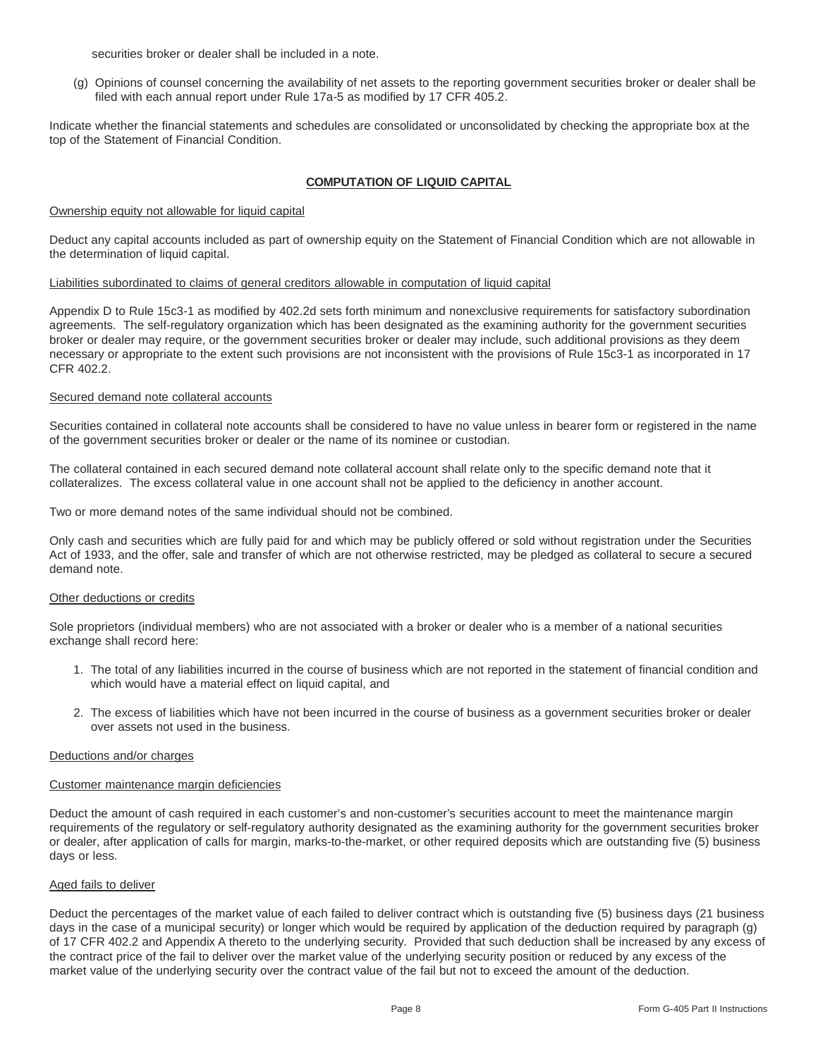securities broker or dealer shall be included in a note.

(g) Opinions of counsel concerning the availability of net assets to the reporting government securities broker or dealer shall be filed with each annual report under Rule 17a-5 as modified by 17 CFR 405.2.

Indicate whether the financial statements and schedules are consolidated or unconsolidated by checking the appropriate box at the top of the Statement of Financial Condition.

## COMPUTATION OF LIQUID CAPITAL

Ownership equity not allowable for liquid capital

Deduct any capital accounts included as part of ownership equity on the Statement of Financial Condition which are not allowable in the determination of liquid capital.

Liabilities subordinated to claims of general creditors allowable in computation of liquid capital

Appendix D to Rule 15c3-1 as modified by 402.2d sets forth minimum and nonexclusive requirements for satisfactory subordination agreements. The self-regulatory organization which has been designated as the examining authority for the government securities broker or dealer may require, or the government securities broker or dealer may include, such additional provisions as they deem necessary or appropriate to the extent such provisions are not inconsistent with the provisions of Rule 15c3-1 as incorporated in 17 CFR 402.2.

Secured demand note collateral accounts

Securities contained in collateral note accounts shall be considered to have no value unless in bearer form or registered in the name of the government securities broker or dealer or the name of its nominee or custodian.

The collateral contained in each secured demand note collateral account shall relate only to the specific demand note that it collateralizes. The excess collateral value in one account shall not be applied to the deficiency in another account.

Two or more demand notes of the same individual should not be combined.

Only cash and securities which are fully paid for and which may be publicly offered or sold without registration under the Securities Act of 1933, and the offer, sale and transfer of which are not otherwise restricted, may be pledged as collateral to secure a secured demand note.

Other deductions or credits

Sole proprietors (individual members) who are not associated with a broker or dealer who is a member of a national securities exchange shall record here:

1. The total of any liabilities incurred in the course of business which are not reported in the statement of financial condition and which would have a material effect on liquid capital, and

2. The excess of liabilities which have not been incurred in the course of business as a government securities broker or dealer over assets not used in the business.

Deductions and/or charges

Customer maintenance margin deficiencies

Deduct the amount of cash required in each customer's and non-customer's securities account to meet the maintenance margin requirements of the regulatory or self-regulatory authority designated as the examining authority for the government securities broker or dealer, after application of calls for margin, marks-to-the-market, or other required deposits which are outstanding five (5) business days or less.

Aged fails to deliver

Deduct the percentages of the market value of each failed to deliver contract which is outstanding five (5) business days (21 business days in the case of a municipal security) or longer which would be required by application of the deduction required by paragraph (g) of 17 CFR 402.2 and Appendix A thereto to the underlying security. Provided that such deduction shall be increased by any excess of the contract price of the fail to deliver over the market value of the underlying security position or reduced by any excess of the market value of the underlying security over the contract value of the fail but not to exceed the amount of the deduction.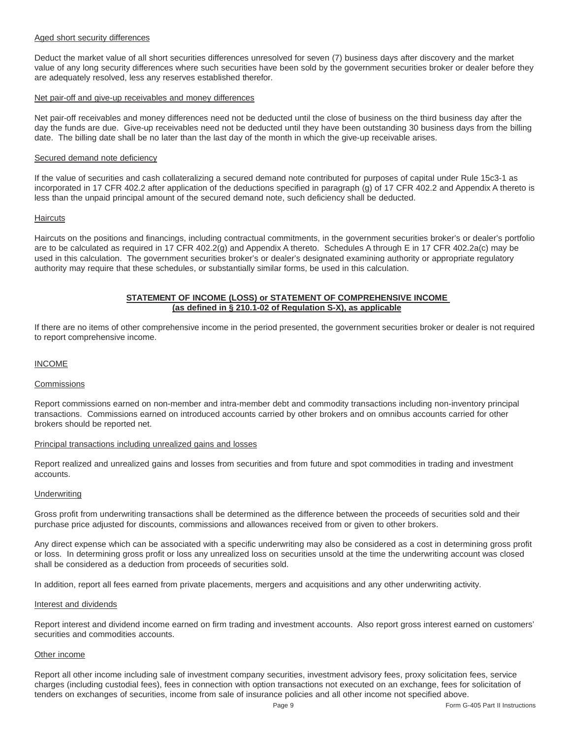Aged short security differences

Deduct the market value of all short securities differences unresolved for seven (7) business days after discovery and the market value of any long security differences where such securities have been sold by the government securities broker or dealer before they are adequately resolved, less any reserves established therefor.

Net pair-off and give-up receivables and money differences

Net pair-off receivables and money differences need not be deducted until the close of business on the third business day after the day the funds are due. Give-up receivables need not be deducted until they have been outstanding 30 business days from the billing date. The billing date shall be no later than the last day of the month in which the give-up receivable arises.

Secured demand note deficiency

If the value of securities and cash collateralizing a secured demand note contributed for purposes of capital under Rule 15c3-1 as incorporated in 17 CFR 402.2 after application of the deductions specified in paragraph (g) of 17 CFR 402.2 and Appendix A thereto is less than the unpaid principal amount of the secured demand note, such deficiency shall be deducted.

Haircuts

Haircuts on the positions and financings, including contractual commitments, in the government securities broker's or dealer's portfolio are to be calculated as required in 17 CFR 402.2(g) and Appendix A thereto. Schedules A through E in 17 CFR 402.2a(c) may be used in this calculation. The government securities broker's or dealer's designated examining authority or appropriate regulatory authority may require that these schedules, or substantially similar forms, be used in this calculation.

## STATEMENT OF INCOME (LOSS) or STATEMENT OF COMPREHENSIVE INCOME (as defined in § 210.1-02 of Regulation S-X), as applicable

If there are no items of other comprehensive income in the period presented, the government securities broker or dealer is not required to report comprehensive income.

INCOME

Commissions

Report commissions earned on non-member and intra-member debt and commodity transactions including non-inventory principal transactions. Commissions earned on introduced accounts carried by other brokers and on omnibus accounts carried for other brokers should be reported net.

Principal transactions including unrealized gains and losses

Report realized and unrealized gains and losses from securities and from future and spot commodities in trading and investment accounts.

Underwriting

Gross profit from underwriting transactions shall be determined as the difference between the proceeds of securities sold and their purchase price adjusted for discounts, commissions and allowances received from or given to other brokers.

Any direct expense which can be associated with a specific underwriting may also be considered as a cost in determining gross profit or loss. In determining gross profit or loss any unrealized loss on securities unsold at the time the underwriting account was closed shall be considered as a deduction from proceeds of securities sold.

In addition, report all fees earned from private placements, mergers and acquisitions and any other underwriting activity.

Interest and dividends

Report interest and dividend income earned on firm trading and investment accounts. Also report gross interest earned on customers' securities and commodities accounts.

Other income

Report all other income including sale of investment company securities, investment advisory fees, proxy solicitation fees, service charges (including custodial fees), fees in connection with option transactions not executed on an exchange, fees for solicitation of tenders on exchanges of securities, income from sale of insurance policies and all other income not specified above.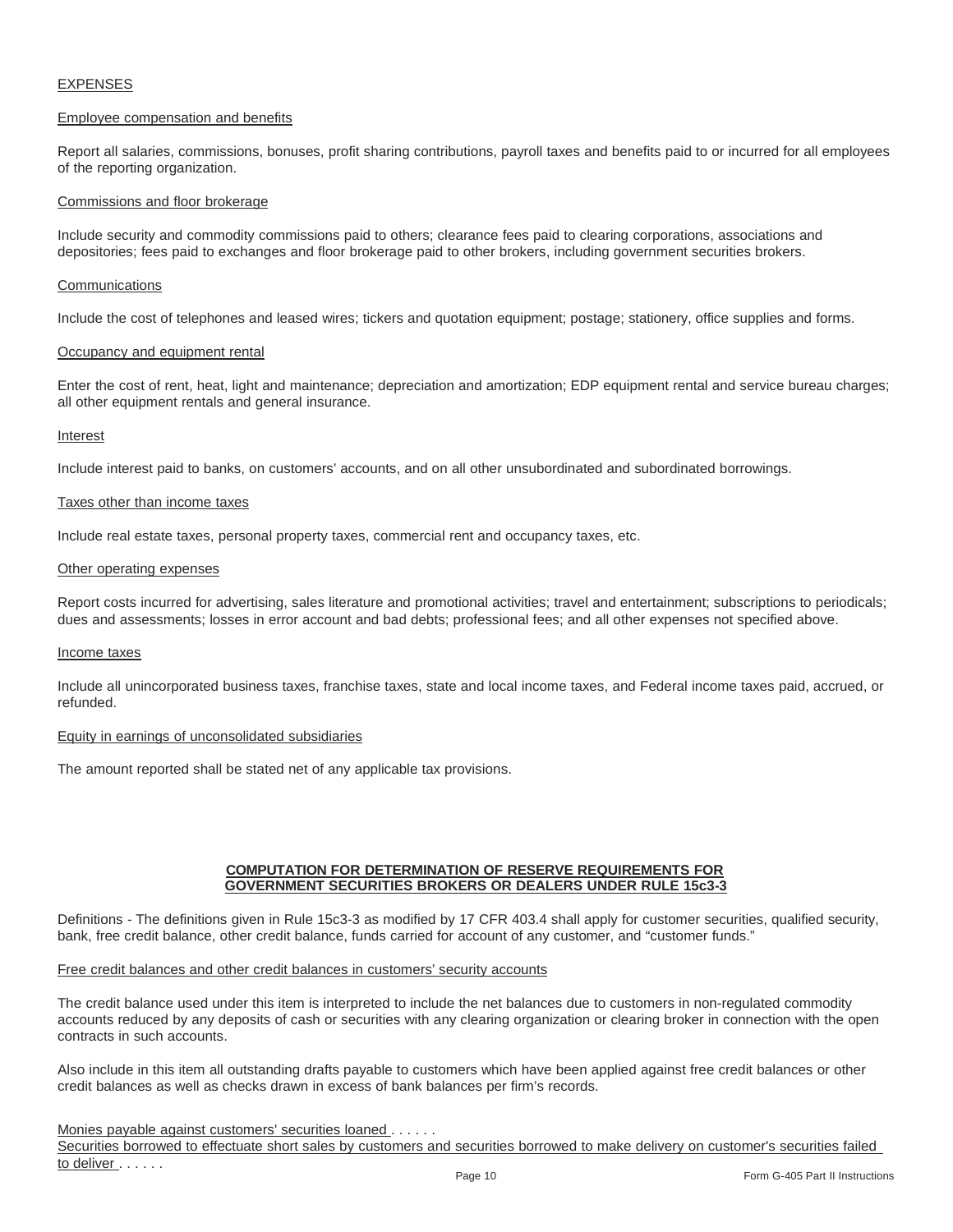## EXPENSES

### Employee compensation and benefits

Report all salaries, commissions, bonuses, profit sharing contributions, payroll taxes and benefits paid to or incurred for all employees of the reporting organization.

### Commissions and floor brokerage

Include security and commodity commissions paid to others; clearance fees paid to clearing corporations, associations and depositories; fees paid to exchanges and floor brokerage paid to other brokers, including government securities brokers.

### Communications

Include the cost of telephones and leased wires; tickers and quotation equipment; postage; stationery, office supplies and forms.

### Occupancy and equipment rental

Enter the cost of rent, heat, light and maintenance; depreciation and amortization; EDP equipment rental and service bureau charges; all other equipment rentals and general insurance.

### Interest

Include interest paid to banks, on customers' accounts, and on all other unsubordinated and subordinated borrowings.

### Taxes other than income taxes

Include real estate taxes, personal property taxes, commercial rent and occupancy taxes, etc.

### Other operating expenses

Report costs incurred for advertising, sales literature and promotional activities; travel and entertainment; subscriptions to periodicals; dues and assessments; losses in error account and bad debts; professional fees; and all other expenses not specified above.

### Income taxes

Include all unincorporated business taxes, franchise taxes, state and local income taxes, and Federal income taxes paid, accrued, or refunded.

### Equity in earnings of unconsolidated subsidiaries

The amount reported shall be stated net of any applicable tax provisions.

## COMPUTATION FOR DETERMINATION OF RESERVE REQUIREMENTS FOR GOVERNMENT SECURITIES BROKERS OR DEALERS UNDER RULE 15c3-3

Definitions - The definitions given in Rule 15c3-3 as modified by 17 CFR 403.4 shall apply for customer securities, qualified security, bank, free credit balance, other credit balance, funds carried for account of any customer, and "customer funds."

### Free credit balances and other credit balances in customers' security accounts

The credit balance used under this item is interpreted to include the net balances due to customers in non-regulated commodity accounts reduced by any deposits of cash or securities with any clearing organization or clearing broker in connection with the open contracts in such accounts.

Also include in this item all outstanding drafts payable to customers which have been applied against free credit balances or other credit balances as well as checks drawn in excess of bank balances per firm's records.

Monies payable against customers' securities loaned . . . . . .

Securities borrowed to effectuate short sales by customers and securities borrowed to make delivery on customer's securities failed to deliver . . . . . .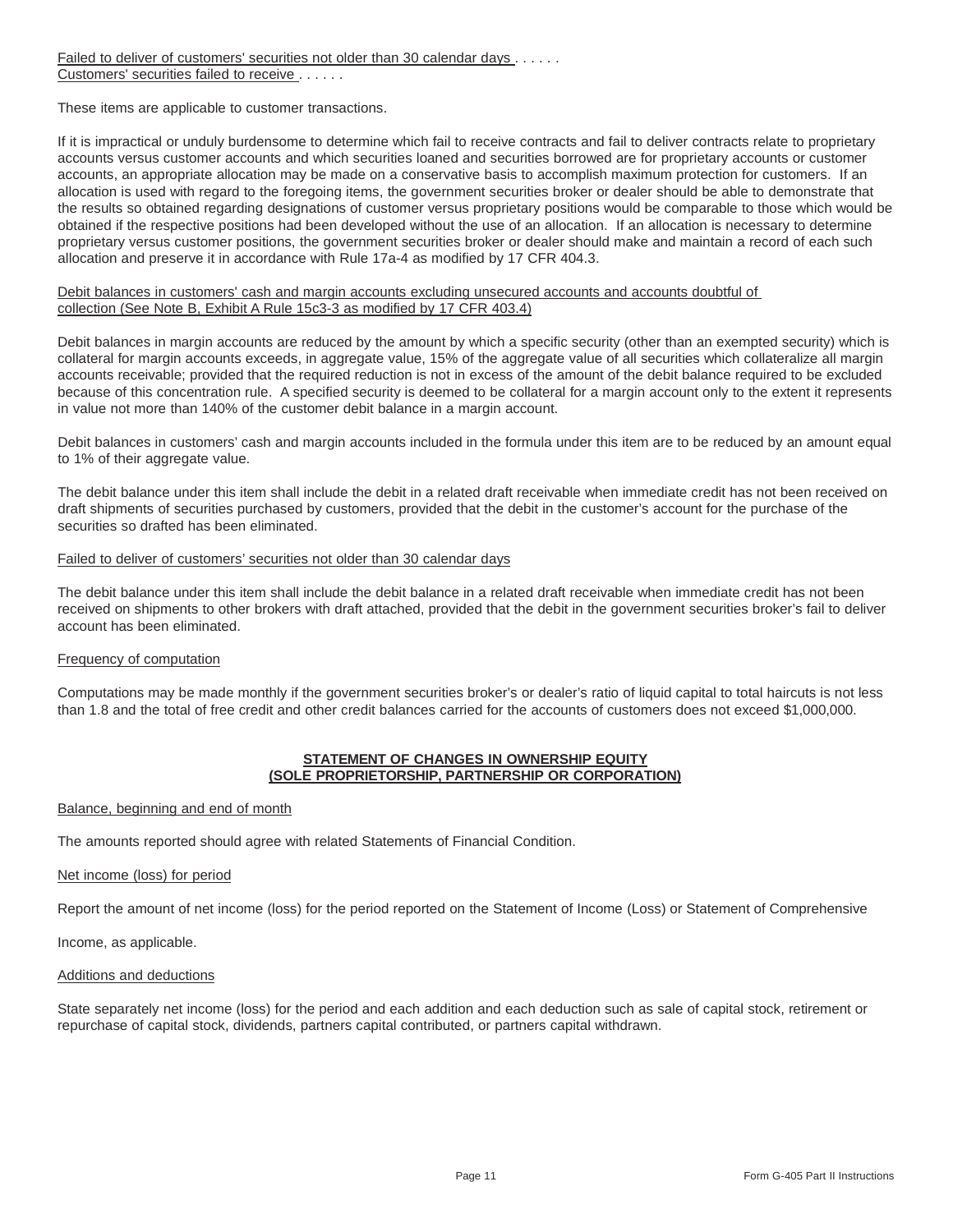Failed to deliver of customers' securities not older than 30 calendar days . . . . . .
Customers' securities failed to receive . . . . . .

These items are applicable to customer transactions.

If it is impractical or unduly burdensome to determine which fail to receive contracts and fail to deliver contracts relate to proprietary accounts versus customer accounts and which securities loaned and securities borrowed are for proprietary accounts or customer accounts, an appropriate allocation may be made on a conservative basis to accomplish maximum protection for customers. If an allocation is used with regard to the foregoing items, the government securities broker or dealer should be able to demonstrate that the results so obtained regarding designations of customer versus proprietary positions would be comparable to those which would be obtained if the respective positions had been developed without the use of an allocation. If an allocation is necessary to determine proprietary versus customer positions, the government securities broker or dealer should make and maintain a record of each such allocation and preserve it in accordance with Rule 17a-4 as modified by 17 CFR 404.3.

Debit balances in customers' cash and margin accounts excluding unsecured accounts and accounts doubtful of collection (See Note B, Exhibit A Rule 15c3-3 as modified by 17 CFR 403.4)

Debit balances in margin accounts are reduced by the amount by which a specific security (other than an exempted security) which is collateral for margin accounts exceeds, in aggregate value, 15% of the aggregate value of all securities which collateralize all margin accounts receivable; provided that the required reduction is not in excess of the amount of the debit balance required to be excluded because of this concentration rule. A specified security is deemed to be collateral for a margin account only to the extent it represents in value not more than 140% of the customer debit balance in a margin account.

Debit balances in customers' cash and margin accounts included in the formula under this item are to be reduced by an amount equal to 1% of their aggregate value.

The debit balance under this item shall include the debit in a related draft receivable when immediate credit has not been received on draft shipments of securities purchased by customers, provided that the debit in the customer's account for the purchase of the securities so drafted has been eliminated.

Failed to deliver of customers' securities not older than 30 calendar days

The debit balance under this item shall include the debit balance in a related draft receivable when immediate credit has not been received on shipments to other brokers with draft attached, provided that the debit in the government securities broker's fail to deliver account has been eliminated.

Frequency of computation

Computations may be made monthly if the government securities broker's or dealer's ratio of liquid capital to total haircuts is not less than 1.8 and the total of free credit and other credit balances carried for the accounts of customers does not exceed $1,000,000.

## STATEMENT OF CHANGES IN OWNERSHIP EQUITY (SOLE PROPRIETORSHIP, PARTNERSHIP OR CORPORATION)

Balance, beginning and end of month

The amounts reported should agree with related Statements of Financial Condition.

Net income (loss) for period

Report the amount of net income (loss) for the period reported on the Statement of Income (Loss) or Statement of Comprehensive Income, as applicable.

Additions and deductions

State separately net income (loss) for the period and each addition and each deduction such as sale of capital stock, retirement or repurchase of capital stock, dividends, partners capital contributed, or partners capital withdrawn.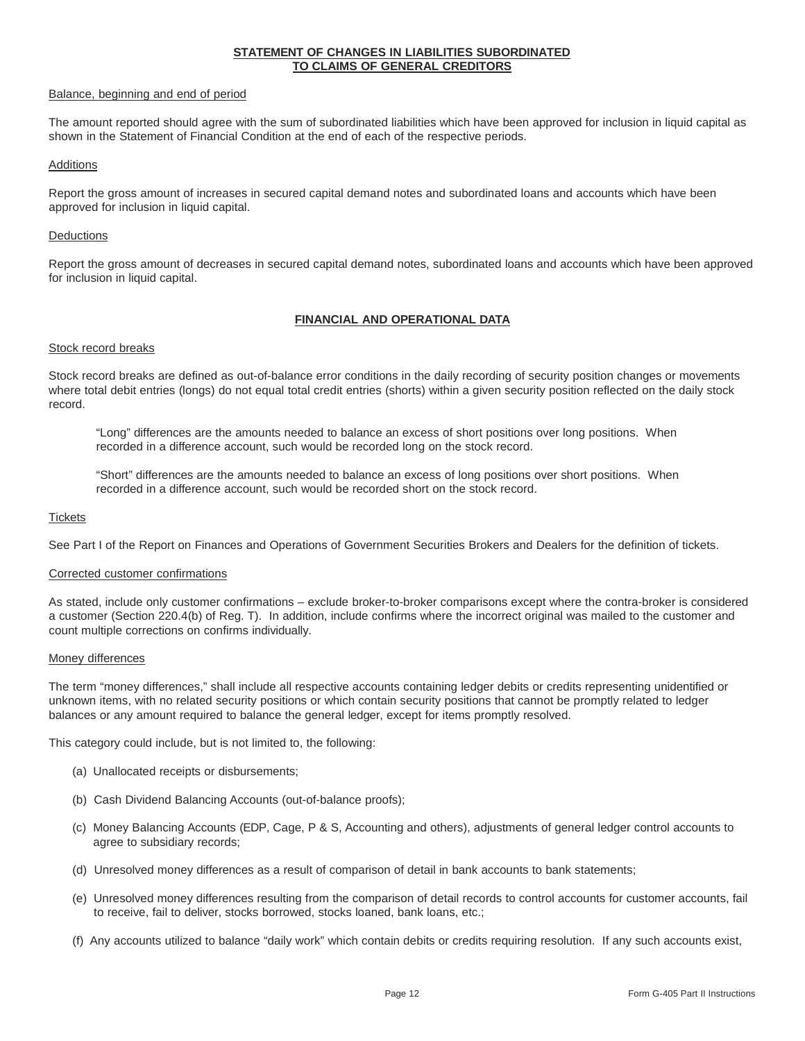## STATEMENT OF CHANGES IN LIABILITIES SUBORDINATED TO CLAIMS OF GENERAL CREDITORS

Balance, beginning and end of period

The amount reported should agree with the sum of subordinated liabilities which have been approved for inclusion in liquid capital as shown in the Statement of Financial Condition at the end of each of the respective periods.

Additions

Report the gross amount of increases in secured capital demand notes and subordinated loans and accounts which have been approved for inclusion in liquid capital.

Deductions

Report the gross amount of decreases in secured capital demand notes, subordinated loans and accounts which have been approved for inclusion in liquid capital.

## FINANCIAL AND OPERATIONAL DATA

Stock record breaks

Stock record breaks are defined as out-of-balance error conditions in the daily recording of security position changes or movements where total debit entries (longs) do not equal total credit entries (shorts) within a given security position reflected on the daily stock record.

> "Long" differences are the amounts needed to balance an excess of short positions over long positions. When recorded in a difference account, such would be recorded long on the stock record.
>
> "Short" differences are the amounts needed to balance an excess of long positions over short positions. When recorded in a difference account, such would be recorded short on the stock record.

Tickets

See Part I of the Report on Finances and Operations of Government Securities Brokers and Dealers for the definition of tickets.

Corrected customer confirmations

As stated, include only customer confirmations – exclude broker-to-broker comparisons except where the contra-broker is considered a customer (Section 220.4(b) of Reg. T). In addition, include confirms where the incorrect original was mailed to the customer and count multiple corrections on confirms individually.

Money differences

The term "money differences," shall include all respective accounts containing ledger debits or credits representing unidentified or unknown items, with no related security positions or which contain security positions that cannot be promptly related to ledger balances or any amount required to balance the general ledger, except for items promptly resolved.

This category could include, but is not limited to, the following:

(a) Unallocated receipts or disbursements;

(b) Cash Dividend Balancing Accounts (out-of-balance proofs);

(c) Money Balancing Accounts (EDP, Cage, P & S, Accounting and others), adjustments of general ledger control accounts to agree to subsidiary records;

(d) Unresolved money differences as a result of comparison of detail in bank accounts to bank statements;

(e) Unresolved money differences resulting from the comparison of detail records to control accounts for customer accounts, fail to receive, fail to deliver, stocks borrowed, stocks loaned, bank loans, etc.;

(f) Any accounts utilized to balance "daily work" which contain debits or credits requiring resolution. If any such accounts exist,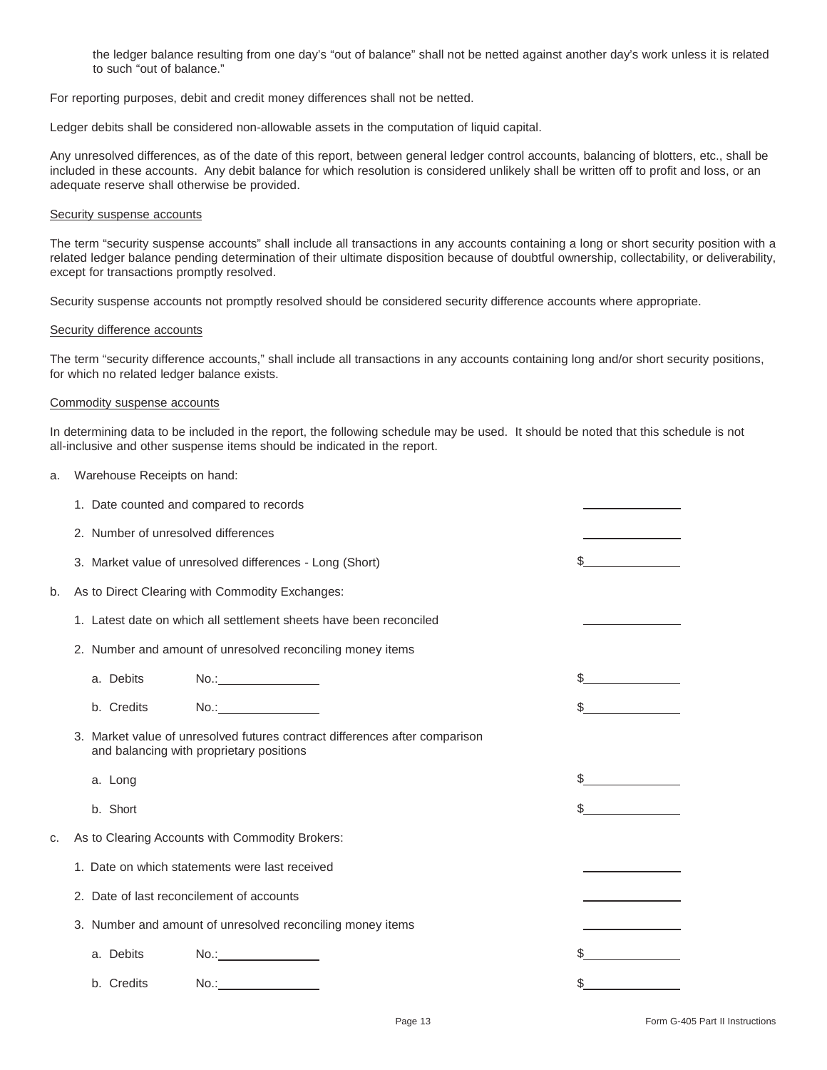the ledger balance resulting from one day's "out of balance" shall not be netted against another day's work unless it is related to such "out of balance."

For reporting purposes, debit and credit money differences shall not be netted.

Ledger debits shall be considered non-allowable assets in the computation of liquid capital.

Any unresolved differences, as of the date of this report, between general ledger control accounts, balancing of blotters, etc., shall be included in these accounts. Any debit balance for which resolution is considered unlikely shall be written off to profit and loss, or an adequate reserve shall otherwise be provided.

<u>Security suspense accounts</u>

The term "security suspense accounts" shall include all transactions in any accounts containing a long or short security position with a related ledger balance pending determination of their ultimate disposition because of doubtful ownership, collectability, or deliverability, except for transactions promptly resolved.

Security suspense accounts not promptly resolved should be considered security difference accounts where appropriate.

<u>Security difference accounts</u>

The term "security difference accounts," shall include all transactions in any accounts containing long and/or short security positions, for which no related ledger balance exists.

<u>Commodity suspense accounts</u>

In determining data to be included in the report, the following schedule may be used. It should be noted that this schedule is not all-inclusive and other suspense items should be indicated in the report.

a. Warehouse Receipts on hand:

   1. Date counted and compared to records ____________

   2. Number of unresolved differences ____________

   3. Market value of unresolved differences - Long (Short) $____________

b. As to Direct Clearing with Commodity Exchanges:

   1. Latest date on which all settlement sheets have been reconciled ____________

   2. Number and amount of unresolved reconciling money items

      a. Debits No.:____________ $____________

      b. Credits No.:____________ $____________

   3. Market value of unresolved futures contract differences after comparison and balancing with proprietary positions

      a. Long $____________

      b. Short $____________

c. As to Clearing Accounts with Commodity Brokers:

   1. Date on which statements were last received ____________

   2. Date of last reconcilement of accounts ____________

   3. Number and amount of unresolved reconciling money items ____________

      a. Debits No.:____________ $____________

      b. Credits No.:____________ $____________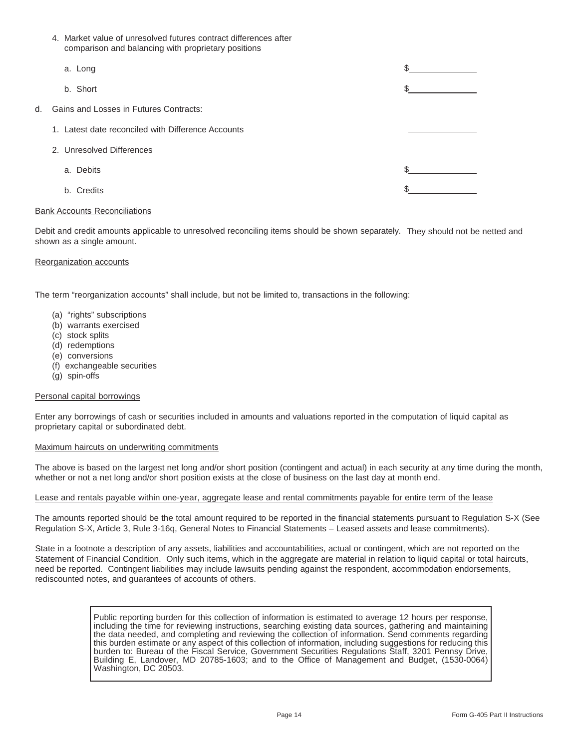4. Market value of unresolved futures contract differences after comparison and balancing with proprietary positions

    a. Long $\_\_\_\_\_\_\_\_\_\_\_\_

    b. Short $\_\_\_\_\_\_\_\_\_\_\_\_

d. Gains and Losses in Futures Contracts:

    1. Latest date reconciled with Difference Accounts \_\_\_\_\_\_\_\_\_\_\_\_

    2. Unresolved Differences

        a. Debits $\_\_\_\_\_\_\_\_\_\_\_\_

        b. Credits $\_\_\_\_\_\_\_\_\_\_\_\_

Bank Accounts Reconciliations

Debit and credit amounts applicable to unresolved reconciling items should be shown separately. They should not be netted and shown as a single amount.

Reorganization accounts

The term "reorganization accounts" shall include, but not be limited to, transactions in the following:

(a) "rights" subscriptions
(b) warrants exercised
(c) stock splits
(d) redemptions
(e) conversions
(f) exchangeable securities
(g) spin-offs

Personal capital borrowings

Enter any borrowings of cash or securities included in amounts and valuations reported in the computation of liquid capital as proprietary capital or subordinated debt.

Maximum haircuts on underwriting commitments

The above is based on the largest net long and/or short position (contingent and actual) in each security at any time during the month, whether or not a net long and/or short position exists at the close of business on the last day at month end.

Lease and rentals payable within one-year, aggregate lease and rental commitments payable for entire term of the lease

The amounts reported should be the total amount required to be reported in the financial statements pursuant to Regulation S-X (See Regulation S-X, Article 3, Rule 3-16q, General Notes to Financial Statements – Leased assets and lease commitments).

State in a footnote a description of any assets, liabilities and accountabilities, actual or contingent, which are not reported on the Statement of Financial Condition. Only such items, which in the aggregate are material in relation to liquid capital or total haircuts, need be reported. Contingent liabilities may include lawsuits pending against the respondent, accommodation endorsements, rediscounted notes, and guarantees of accounts of others.

Public reporting burden for this collection of information is estimated to average 12 hours per response, including the time for reviewing instructions, searching existing data sources, gathering and maintaining the data needed, and completing and reviewing the collection of information. Send comments regarding this burden estimate or any aspect of this collection of information, including suggestions for reducing this burden to: Bureau of the Fiscal Service, Government Securities Regulations Staff, 3201 Pennsy Drive, Building E, Landover, MD 20785-1603; and to the Office of Management and Budget, (1530-0064) Washington, DC 20503.